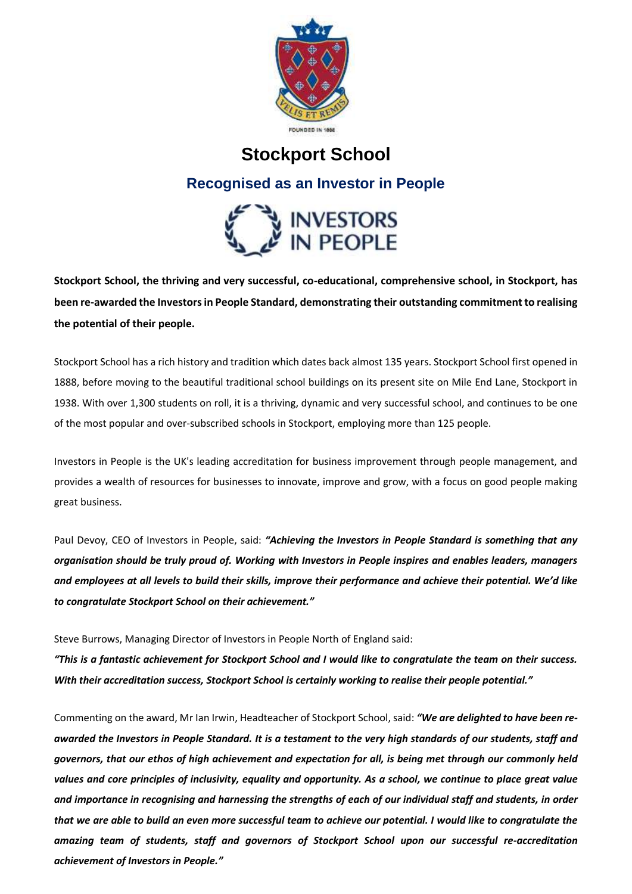# Stockport School

## Recognised as an Investor in People

**Stockport School, the thriving and very successful, co-educational, comprehensive school, in Stockport, has been re-awarded the Investors in People Standard, demonstrating their outstanding commitment to realising the potential of their people.**

Stockport School has a rich history and tradition which dates back almost 135 years. Stockport School first opened in 1888, before moving to the beautiful traditional school buildings on its present site on Mile End Lane, Stockport in 1938. With over 1,300 students on roll, it is a thriving, dynamic and very successful school, and continues to be one of the most popular and over-subscribed schools in Stockport, employing more than 125 people.

Investors in People is the UK's leading accreditation for business improvement through people management, and provides a wealth of resources for businesses to innovate, improve and grow, with a focus on good people making great business.

Paul Devoy, CEO of Investors in People, said: ***"Achieving the Investors in People Standard is something that any organisation should be truly proud of. Working with Investors in People inspires and enables leaders, managers and employees at all levels to build their skills, improve their performance and achieve their potential. We'd like to congratulate Stockport School on their achievement."***

Steve Burrows, Managing Director of Investors in People North of England said:
***"This is a fantastic achievement for Stockport School and I would like to congratulate the team on their success. With their accreditation success, Stockport School is certainly working to realise their people potential."***

Commenting on the award, Mr Ian Irwin, Headteacher of Stockport School, said: ***"We are delighted to have been re-awarded the Investors in People Standard. It is a testament to the very high standards of our students, staff and governors, that our ethos of high achievement and expectation for all, is being met through our commonly held values and core principles of inclusivity, equality and opportunity. As a school, we continue to place great value and importance in recognising and harnessing the strengths of each of our individual staff and students, in order that we are able to build an even more successful team to achieve our potential. I would like to congratulate the amazing team of students, staff and governors of Stockport School upon our successful re-accreditation achievement of Investors in People."***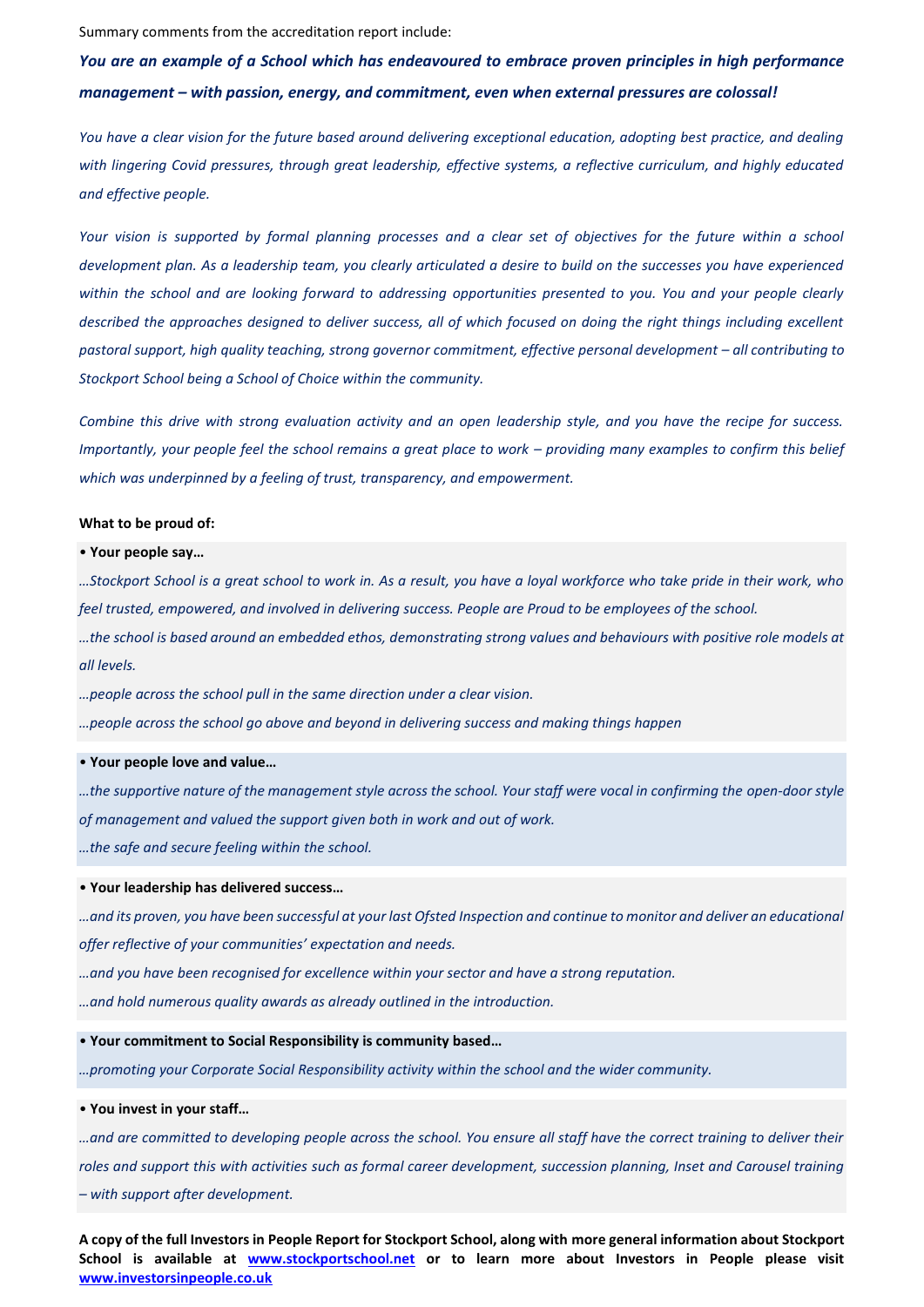Summary comments from the accreditation report include:

***You are an example of a School which has endeavoured to embrace proven principles in high performance management – with passion, energy, and commitment, even when external pressures are colossal!***

*You have a clear vision for the future based around delivering exceptional education, adopting best practice, and dealing with lingering Covid pressures, through great leadership, effective systems, a reflective curriculum, and highly educated and effective people.*

*Your vision is supported by formal planning processes and a clear set of objectives for the future within a school development plan. As a leadership team, you clearly articulated a desire to build on the successes you have experienced within the school and are looking forward to addressing opportunities presented to you. You and your people clearly described the approaches designed to deliver success, all of which focused on doing the right things including excellent pastoral support, high quality teaching, strong governor commitment, effective personal development – all contributing to Stockport School being a School of Choice within the community.*

*Combine this drive with strong evaluation activity and an open leadership style, and you have the recipe for success. Importantly, your people feel the school remains a great place to work – providing many examples to confirm this belief which was underpinned by a feeling of trust, transparency, and empowerment.*

**What to be proud of:**

- **Your people say…**

*…Stockport School is a great school to work in. As a result, you have a loyal workforce who take pride in their work, who feel trusted, empowered, and involved in delivering success. People are Proud to be employees of the school.*

*…the school is based around an embedded ethos, demonstrating strong values and behaviours with positive role models at all levels.*

*…people across the school pull in the same direction under a clear vision.*

*…people across the school go above and beyond in delivering success and making things happen*

- **Your people love and value…**

*…the supportive nature of the management style across the school. Your staff were vocal in confirming the open-door style of management and valued the support given both in work and out of work.*

*…the safe and secure feeling within the school.*

- **Your leadership has delivered success…**

*…and its proven, you have been successful at your last Ofsted Inspection and continue to monitor and deliver an educational offer reflective of your communities' expectation and needs.*

*…and you have been recognised for excellence within your sector and have a strong reputation.*

*…and hold numerous quality awards as already outlined in the introduction.*

- **Your commitment to Social Responsibility is community based…**

*…promoting your Corporate Social Responsibility activity within the school and the wider community.*

- **You invest in your staff…**

*…and are committed to developing people across the school. You ensure all staff have the correct training to deliver their roles and support this with activities such as formal career development, succession planning, Inset and Carousel training – with support after development.*

**A copy of the full Investors in People Report for Stockport School, along with more general information about Stockport School is available at [www.stockportschool.net](http://www.stockportschool.net) or to learn more about Investors in People please visit [www.investorsinpeople.co.uk](http://www.investorsinpeople.co.uk)**